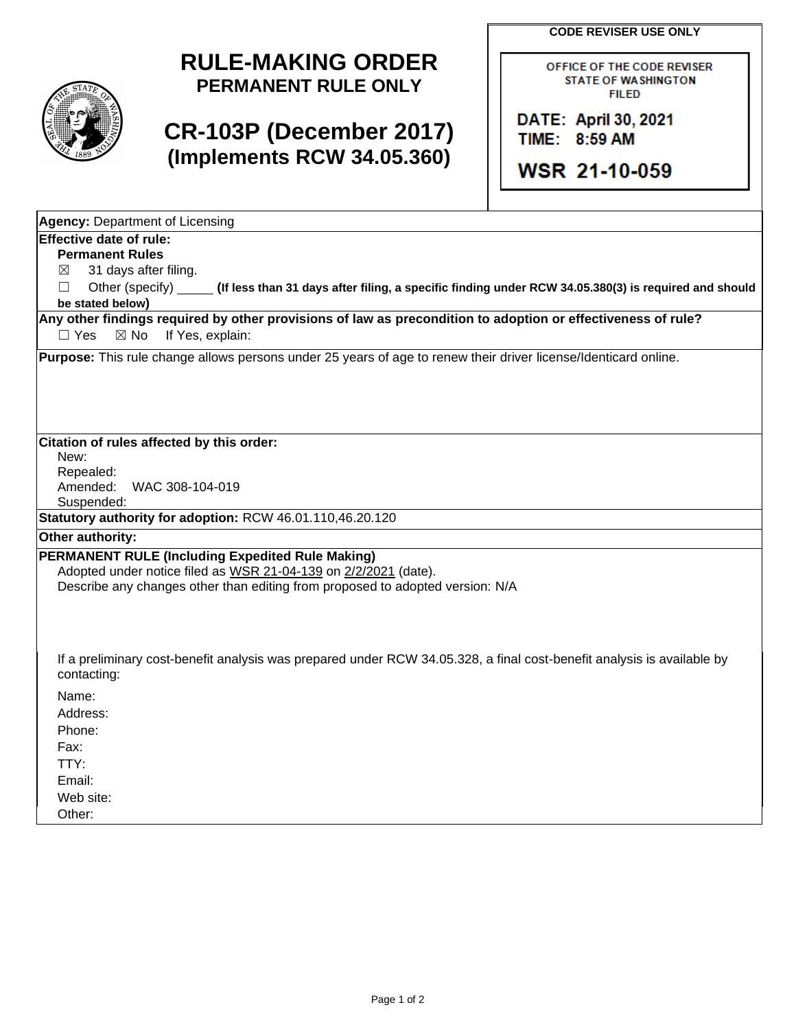# RULE-MAKING ORDER
**PERMANENT RULE ONLY**

# CR-103P (December 2017)
**(Implements RCW 34.05.360)**

**CODE REVISER USE ONLY**

OFFICE OF THE CODE REVISER
STATE OF WASHINGTON
FILED

DATE: April 30, 2021
TIME: 8:59 AM

WSR 21-10-059

**Agency:** Department of Licensing

**Effective date of rule:**

**Permanent Rules**

☒ 31 days after filing.

☐ Other (specify) _____ **(If less than 31 days after filing, a specific finding under RCW 34.05.380(3) is required and should be stated below)**

**Any other findings required by other provisions of law as precondition to adoption or effectiveness of rule?**

☐ Yes ☒ No If Yes, explain:

**Purpose:** This rule change allows persons under 25 years of age to renew their driver license/Identicard online.

**Citation of rules affected by this order:**

New:
Repealed:
Amended: WAC 308-104-019
Suspended:

**Statutory authority for adoption:** RCW 46.01.110,46.20.120

**Other authority:**

**PERMANENT RULE (Including Expedited Rule Making)**

Adopted under notice filed as WSR 21-04-139 on 2/2/2021 (date).

Describe any changes other than editing from proposed to adopted version: N/A

If a preliminary cost-benefit analysis was prepared under RCW 34.05.328, a final cost-benefit analysis is available by contacting:

Name:
Address:
Phone:
Fax:
TTY:
Email:
Web site:
Other: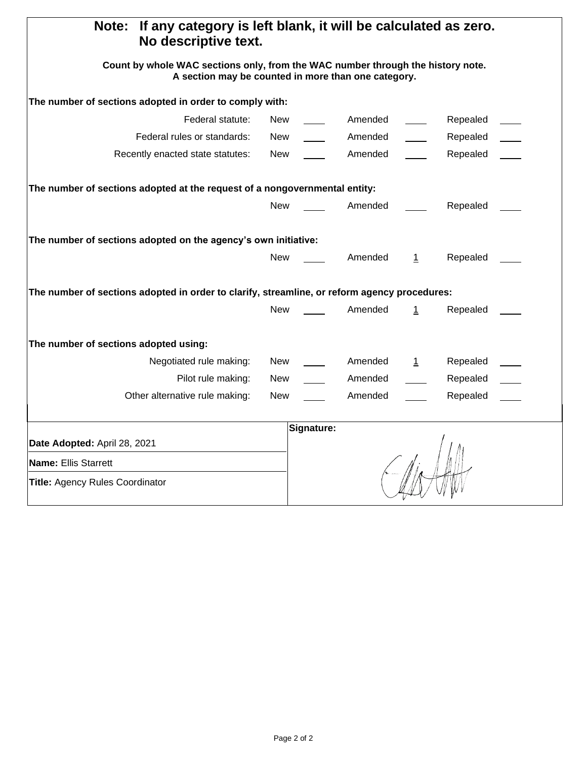**Note: If any category is left blank, it will be calculated as zero. No descriptive text.**

**Count by whole WAC sections only, from the WAC number through the history note. A section may be counted in more than one category.**

**The number of sections adopted in order to comply with:**

| | | | | | | |
|---|---|---|---|---|---|---|
| Federal statute: | New | | Amended | | Repealed | |
| Federal rules or standards: | New | | Amended | | Repealed | |
| Recently enacted state statutes: | New | | Amended | | Repealed | |

**The number of sections adopted at the request of a nongovernmental entity:**

| | | | | | | |
|---|---|---|---|---|---|---|
| | New | | Amended | | Repealed | |

**The number of sections adopted on the agency's own initiative:**

| | | | | | | |
|---|---|---|---|---|---|---|
| | New | | Amended | 1 | Repealed | |

**The number of sections adopted in order to clarify, streamline, or reform agency procedures:**

| | | | | | | |
|---|---|---|---|---|---|---|
| | New | | Amended | 1 | Repealed | |

**The number of sections adopted using:**

| | | | | | | |
|---|---|---|---|---|---|---|
| Negotiated rule making: | New | | Amended | 1 | Repealed | |
| Pilot rule making: | New | | Amended | | Repealed | |
| Other alternative rule making: | New | | Amended | | Repealed | |

**Date Adopted:** April 28, 2021

**Name:** Ellis Starrett

**Title:** Agency Rules Coordinator

**Signature:**